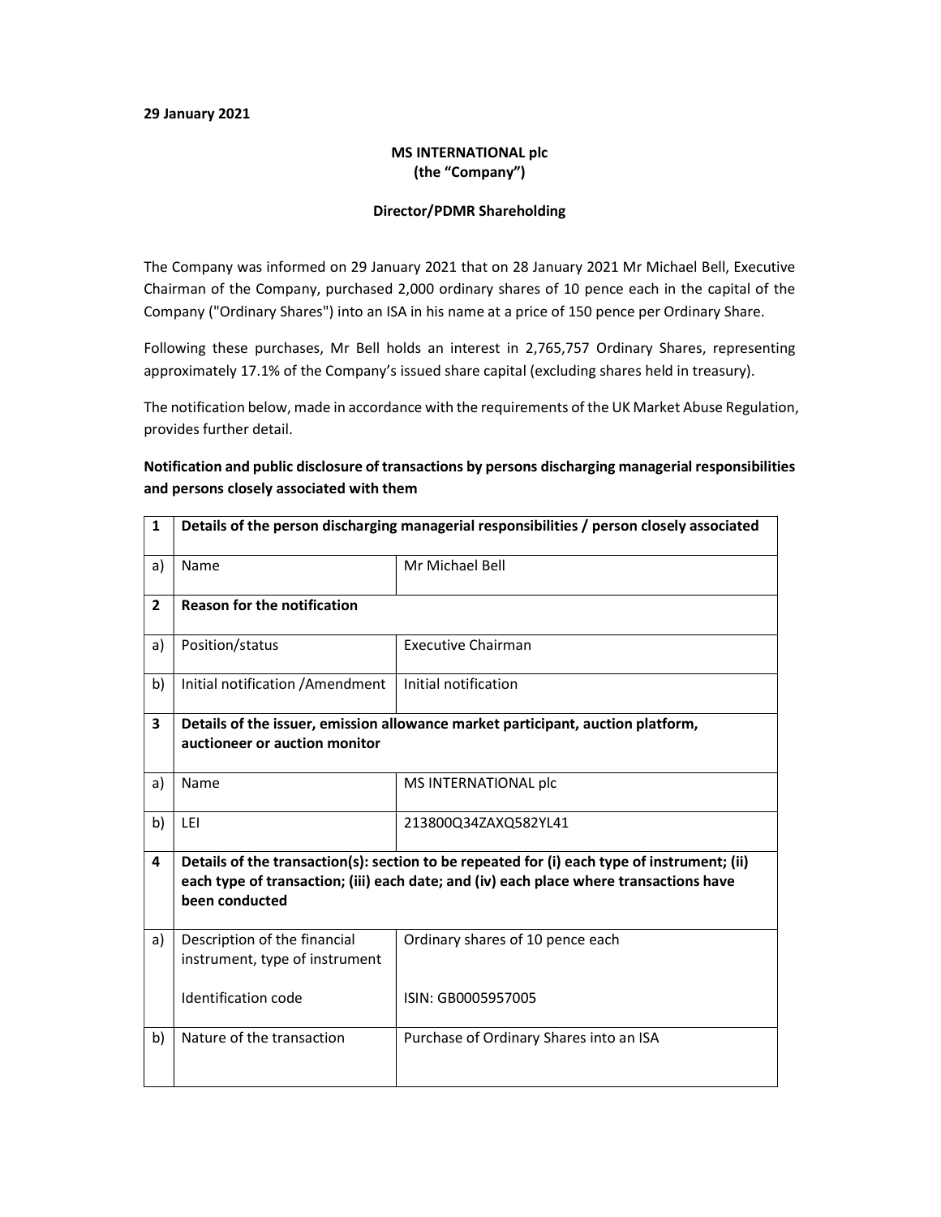**29 January 2021**

**MS INTERNATIONAL plc**
**(the "Company")**

**Director/PDMR Shareholding**

The Company was informed on 29 January 2021 that on 28 January 2021 Mr Michael Bell, Executive Chairman of the Company, purchased 2,000 ordinary shares of 10 pence each in the capital of the Company ("Ordinary Shares") into an ISA in his name at a price of 150 pence per Ordinary Share.

Following these purchases, Mr Bell holds an interest in 2,765,757 Ordinary Shares, representing approximately 17.1% of the Company's issued share capital (excluding shares held in treasury).

The notification below, made in accordance with the requirements of the UK Market Abuse Regulation, provides further detail.

**Notification and public disclosure of transactions by persons discharging managerial responsibilities and persons closely associated with them**

| | | |
|---|---|---|
| **1** | **Details of the person discharging managerial responsibilities / person closely associated** | |
| a) | Name | Mr Michael Bell |
| **2** | **Reason for the notification** | |
| a) | Position/status | Executive Chairman |
| b) | Initial notification /Amendment | Initial notification |
| **3** | **Details of the issuer, emission allowance market participant, auction platform, auctioneer or auction monitor** | |
| a) | Name | MS INTERNATIONAL plc |
| b) | LEI | 213800Q34ZAXQ582YL41 |
| **4** | **Details of the transaction(s): section to be repeated for (i) each type of instrument; (ii) each type of transaction; (iii) each date; and (iv) each place where transactions have been conducted** | |
| a) | Description of the financial instrument, type of instrument<br><br>Identification code | Ordinary shares of 10 pence each<br><br>ISIN: GB0005957005 |
| b) | Nature of the transaction | Purchase of Ordinary Shares into an ISA |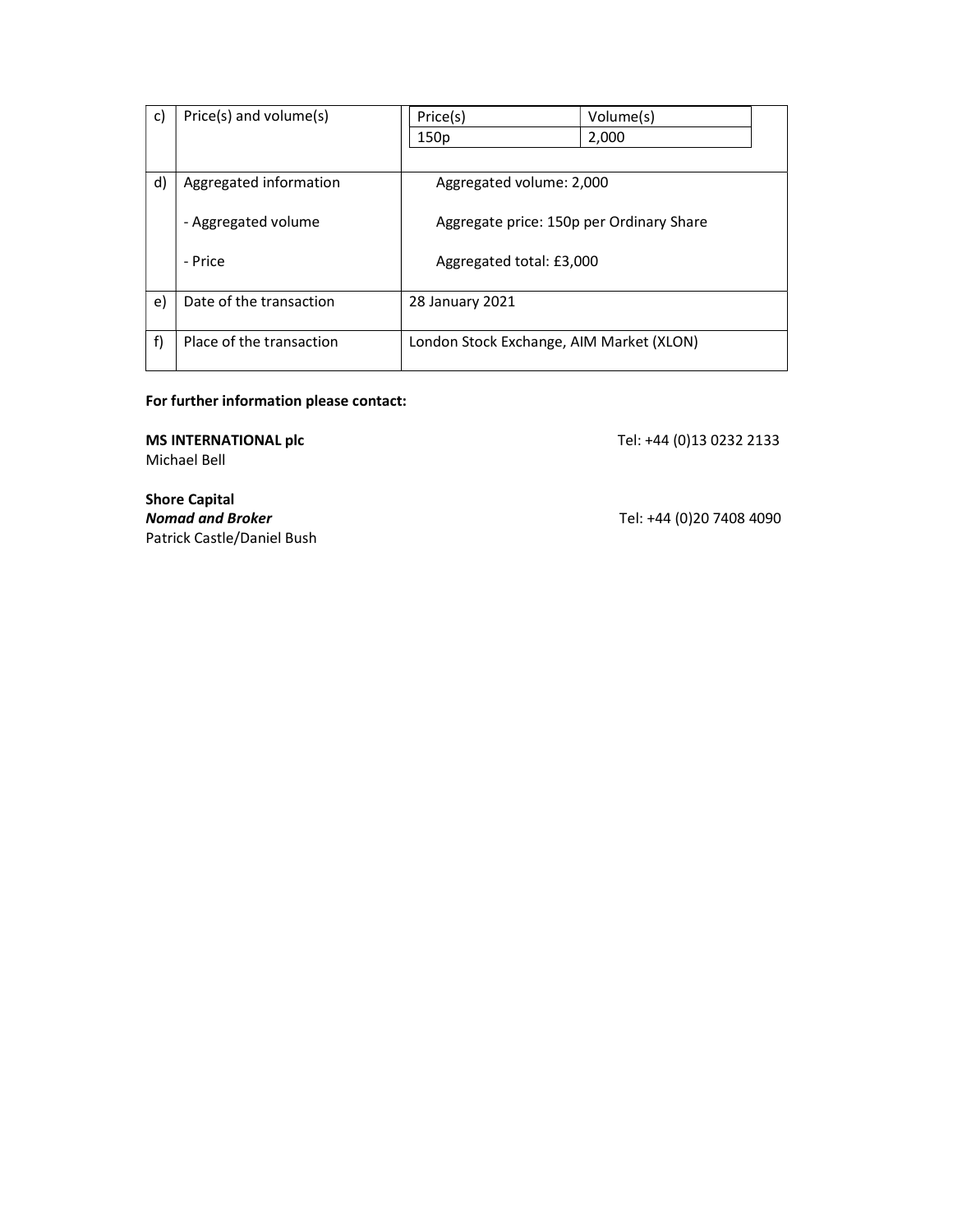| | | |
|---|---|---|
| c) | Price(s) and volume(s) | Price(s): 150p<br>Volume(s): 2,000 |
| d) | Aggregated information<br><br>- Aggregated volume<br><br>- Price | Aggregated volume: 2,000<br><br>Aggregate price: 150p per Ordinary Share<br><br>Aggregated total: £3,000 |
| e) | Date of the transaction | 28 January 2021 |
| f) | Place of the transaction | London Stock Exchange, AIM Market (XLON) |

**For further information please contact:**

**MS INTERNATIONAL plc** Tel: +44 (0)13 0232 2133
Michael Bell

**Shore Capital**
***Nomad and Broker*** Tel: +44 (0)20 7408 4090
Patrick Castle/Daniel Bush